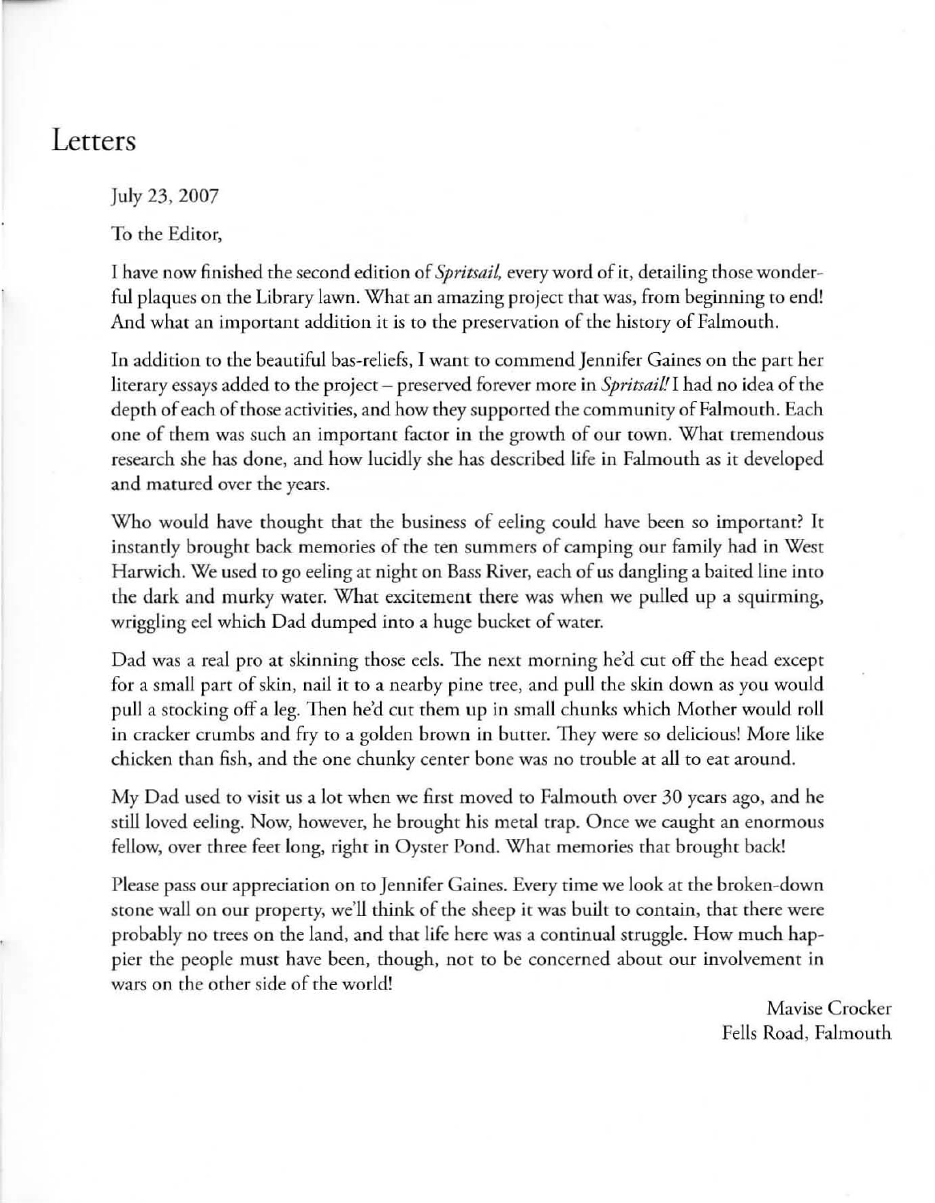# Letters

July 23, 2007

To the Editor,

I have now finished the second edition of *Spritsail*, every word of it, detailing those wonderful plaques on the Library lawn. What an amazing project that was, from beginning to end! And what an important addition it is to the preservation of the history of Falmouth.

In addition to the beautiful bas-reliefs, I want to commend Jennifer Gaines on the part her literary essays added to the project – preserved forever more in *Spritsail!* I had no idea of the depth of each of those activities, and how they supported the community of Falmouth. Each one of them was such an important factor in the growth of our town. What tremendous research she has done, and how lucidly she has described life in Falmouth as it developed and matured over the years.

Who would have thought that the business of eeling could have been so important? It instantly brought back memories of the ten summers of camping our family had in West Harwich. We used to go eeling at night on Bass River, each of us dangling a baited line into the dark and murky water. What excitement there was when we pulled up a squirming, wriggling eel which Dad dumped into a huge bucket of water.

Dad was a real pro at skinning those eels. The next morning he'd cut off the head except for a small part of skin, nail it to a nearby pine tree, and pull the skin down as you would pull a stocking off a leg. Then he'd cut them up in small chunks which Mother would roll in cracker crumbs and fry to a golden brown in butter. They were so delicious! More like chicken than fish, and the one chunky center bone was no trouble at all to eat around.

My Dad used to visit us a lot when we first moved to Falmouth over 30 years ago, and he still loved eeling. Now, however, he brought his metal trap. Once we caught an enormous fellow, over three feet long, right in Oyster Pond. What memories that brought back!

Please pass our appreciation on to Jennifer Gaines. Every time we look at the broken-down stone wall on our property, we'll think of the sheep it was built to contain, that there were probably no trees on the land, and that life here was a continual struggle. How much happier the people must have been, though, not to be concerned about our involvement in wars on the other side of the world!

Mavise Crocker
Fells Road, Falmouth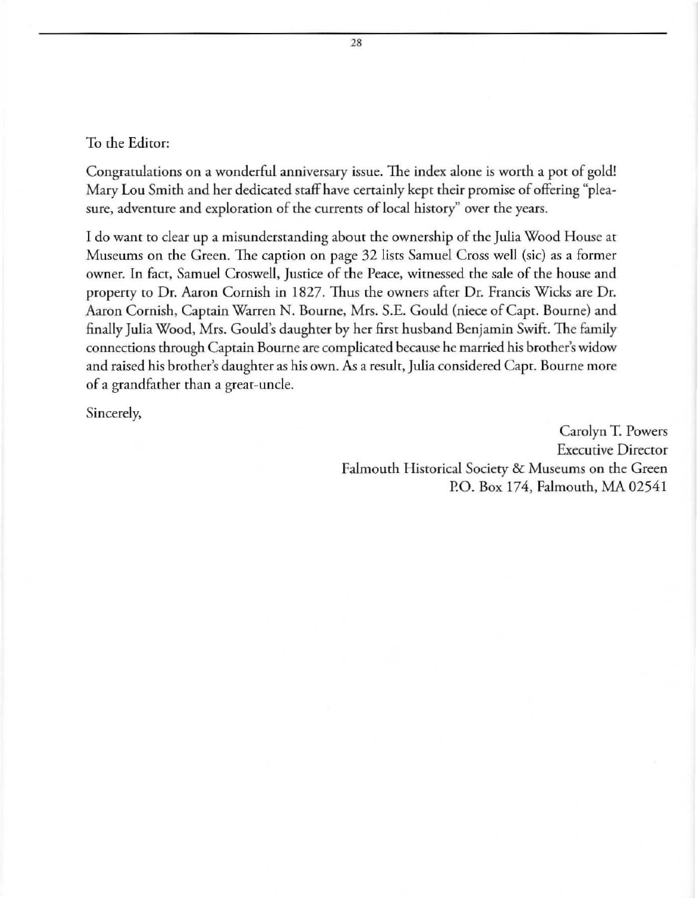To the Editor:

Congratulations on a wonderful anniversary issue. The index alone is worth a pot of gold! Mary Lou Smith and her dedicated staff have certainly kept their promise of offering "pleasure, adventure and exploration of the currents of local history" over the years.

I do want to clear up a misunderstanding about the ownership of the Julia Wood House at Museums on the Green. The caption on page 32 lists Samuel Cross well (sic) as a former owner. In fact, Samuel Croswell, Justice of the Peace, witnessed the sale of the house and property to Dr. Aaron Cornish in 1827. Thus the owners after Dr. Francis Wicks are Dr. Aaron Cornish, Captain Warren N. Bourne, Mrs. S.E. Gould (niece of Capt. Bourne) and finally Julia Wood, Mrs. Gould's daughter by her first husband Benjamin Swift. The family connections through Captain Bourne are complicated because he married his brother's widow and raised his brother's daughter as his own. As a result, Julia considered Capt. Bourne more of a grandfather than a great-uncle.

Sincerely,

Carolyn T. Powers
Executive Director
Falmouth Historical Society & Museums on the Green
P.O. Box 174, Falmouth, MA 02541